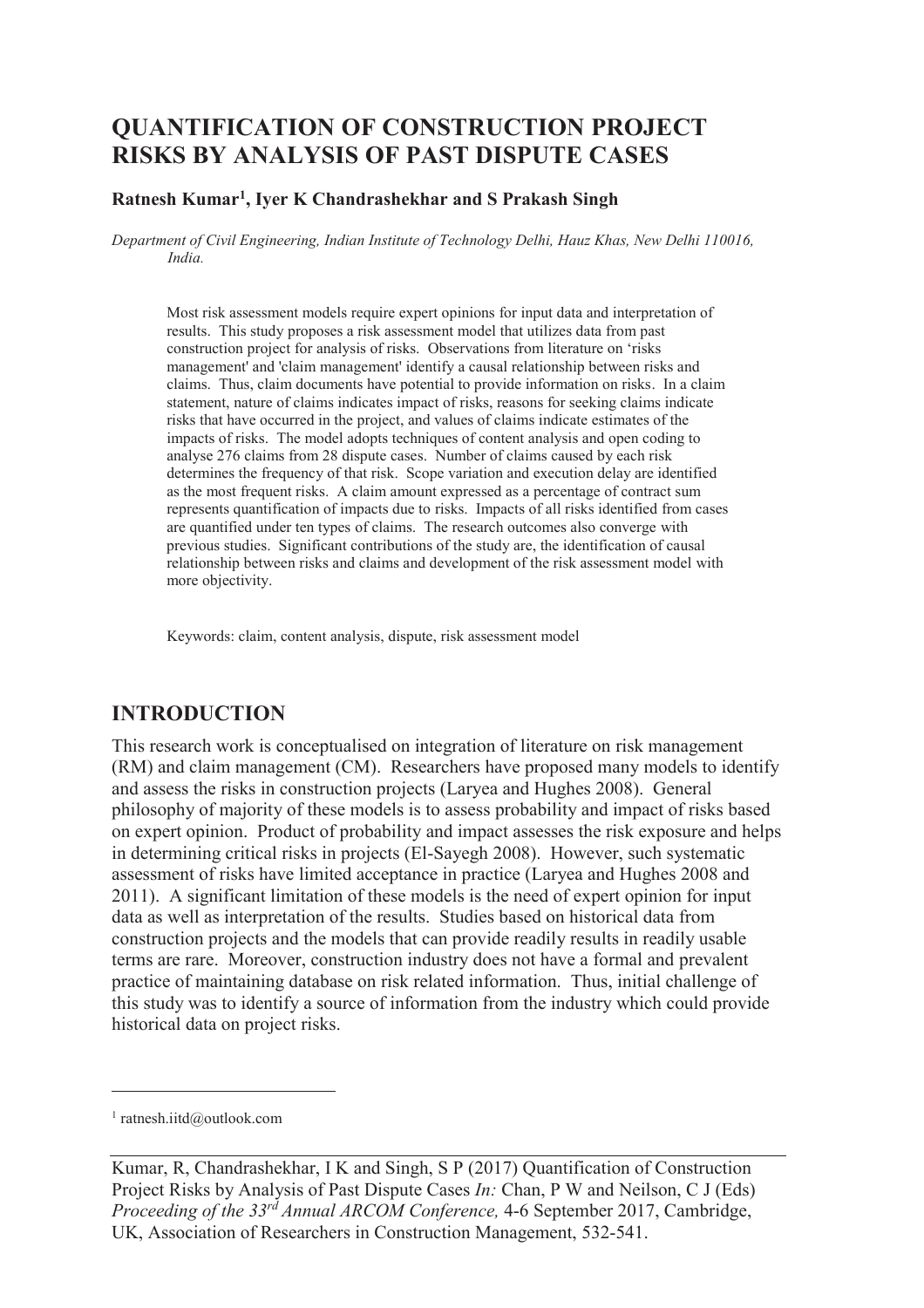# QUANTIFICATION OF CONSTRUCTION PROJECT RISKS BY ANALYSIS OF PAST DISPUTE CASES

**Ratnesh Kumar[1], Iyer K Chandrashekhar and S Prakash Singh**

*Department of Civil Engineering, Indian Institute of Technology Delhi, Hauz Khas, New Delhi 110016, India.*

Most risk assessment models require expert opinions for input data and interpretation of results. This study proposes a risk assessment model that utilizes data from past construction project for analysis of risks. Observations from literature on 'risks management' and 'claim management' identify a causal relationship between risks and claims. Thus, claim documents have potential to provide information on risks. In a claim statement, nature of claims indicates impact of risks, reasons for seeking claims indicate risks that have occurred in the project, and values of claims indicate estimates of the impacts of risks. The model adopts techniques of content analysis and open coding to analyse 276 claims from 28 dispute cases. Number of claims caused by each risk determines the frequency of that risk. Scope variation and execution delay are identified as the most frequent risks. A claim amount expressed as a percentage of contract sum represents quantification of impacts due to risks. Impacts of all risks identified from cases are quantified under ten types of claims. The research outcomes also converge with previous studies. Significant contributions of the study are, the identification of causal relationship between risks and claims and development of the risk assessment model with more objectivity.

Keywords: claim, content analysis, dispute, risk assessment model

## INTRODUCTION

This research work is conceptualised on integration of literature on risk management (RM) and claim management (CM). Researchers have proposed many models to identify and assess the risks in construction projects (Laryea and Hughes 2008). General philosophy of majority of these models is to assess probability and impact of risks based on expert opinion. Product of probability and impact assesses the risk exposure and helps in determining critical risks in projects (El-Sayegh 2008). However, such systematic assessment of risks have limited acceptance in practice (Laryea and Hughes 2008 and 2011). A significant limitation of these models is the need of expert opinion for input data as well as interpretation of the results. Studies based on historical data from construction projects and the models that can provide readily results in readily usable terms are rare. Moreover, construction industry does not have a formal and prevalent practice of maintaining database on risk related information. Thus, initial challenge of this study was to identify a source of information from the industry which could provide historical data on project risks.

[1] ratnesh.iitd@outlook.com

Kumar, R, Chandrashekhar, I K and Singh, S P (2017) Quantification of Construction Project Risks by Analysis of Past Dispute Cases *In:* Chan, P W and Neilson, C J (Eds) *Proceeding of the 33rd Annual ARCOM Conference,* 4-6 September 2017, Cambridge, UK, Association of Researchers in Construction Management, 532-541.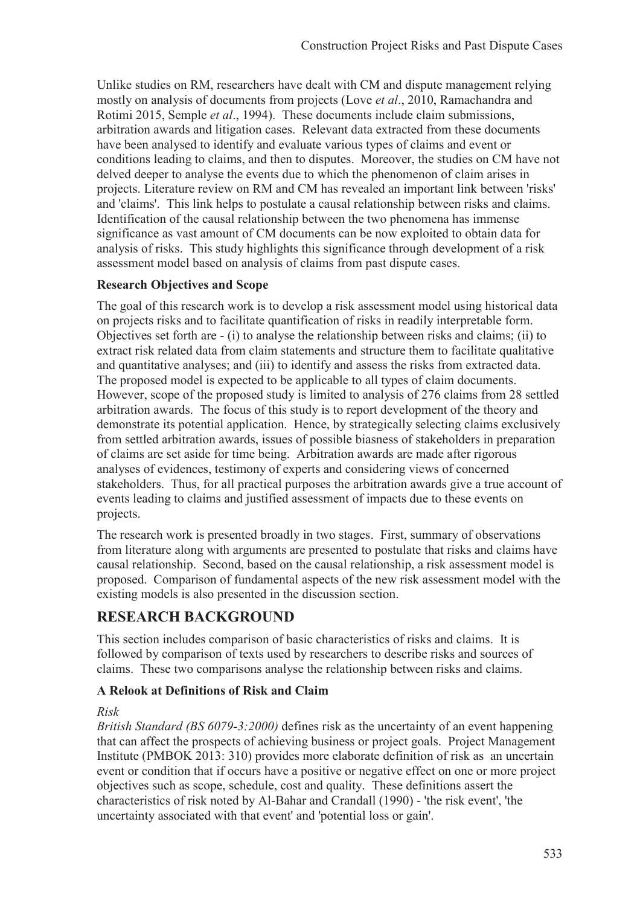Unlike studies on RM, researchers have dealt with CM and dispute management relying mostly on analysis of documents from projects (Love *et al*., 2010, Ramachandra and Rotimi 2015, Semple *et al*., 1994). These documents include claim submissions, arbitration awards and litigation cases. Relevant data extracted from these documents have been analysed to identify and evaluate various types of claims and event or conditions leading to claims, and then to disputes. Moreover, the studies on CM have not delved deeper to analyse the events due to which the phenomenon of claim arises in projects. Literature review on RM and CM has revealed an important link between 'risks' and 'claims'. This link helps to postulate a causal relationship between risks and claims. Identification of the causal relationship between the two phenomena has immense significance as vast amount of CM documents can be now exploited to obtain data for analysis of risks. This study highlights this significance through development of a risk assessment model based on analysis of claims from past dispute cases.

### Research Objectives and Scope

The goal of this research work is to develop a risk assessment model using historical data on projects risks and to facilitate quantification of risks in readily interpretable form. Objectives set forth are - (i) to analyse the relationship between risks and claims; (ii) to extract risk related data from claim statements and structure them to facilitate qualitative and quantitative analyses; and (iii) to identify and assess the risks from extracted data. The proposed model is expected to be applicable to all types of claim documents. However, scope of the proposed study is limited to analysis of 276 claims from 28 settled arbitration awards. The focus of this study is to report development of the theory and demonstrate its potential application. Hence, by strategically selecting claims exclusively from settled arbitration awards, issues of possible biasness of stakeholders in preparation of claims are set aside for time being. Arbitration awards are made after rigorous analyses of evidences, testimony of experts and considering views of concerned stakeholders. Thus, for all practical purposes the arbitration awards give a true account of events leading to claims and justified assessment of impacts due to these events on projects.

The research work is presented broadly in two stages. First, summary of observations from literature along with arguments are presented to postulate that risks and claims have causal relationship. Second, based on the causal relationship, a risk assessment model is proposed. Comparison of fundamental aspects of the new risk assessment model with the existing models is also presented in the discussion section.

## RESEARCH BACKGROUND

This section includes comparison of basic characteristics of risks and claims. It is followed by comparison of texts used by researchers to describe risks and sources of claims. These two comparisons analyse the relationship between risks and claims.

### A Relook at Definitions of Risk and Claim

*Risk*

*British Standard (BS 6079-3:2000)* defines risk as the uncertainty of an event happening that can affect the prospects of achieving business or project goals. Project Management Institute (PMBOK 2013: 310) provides more elaborate definition of risk as an uncertain event or condition that if occurs have a positive or negative effect on one or more project objectives such as scope, schedule, cost and quality. These definitions assert the characteristics of risk noted by Al-Bahar and Crandall (1990) - 'the risk event', 'the uncertainty associated with that event' and 'potential loss or gain'.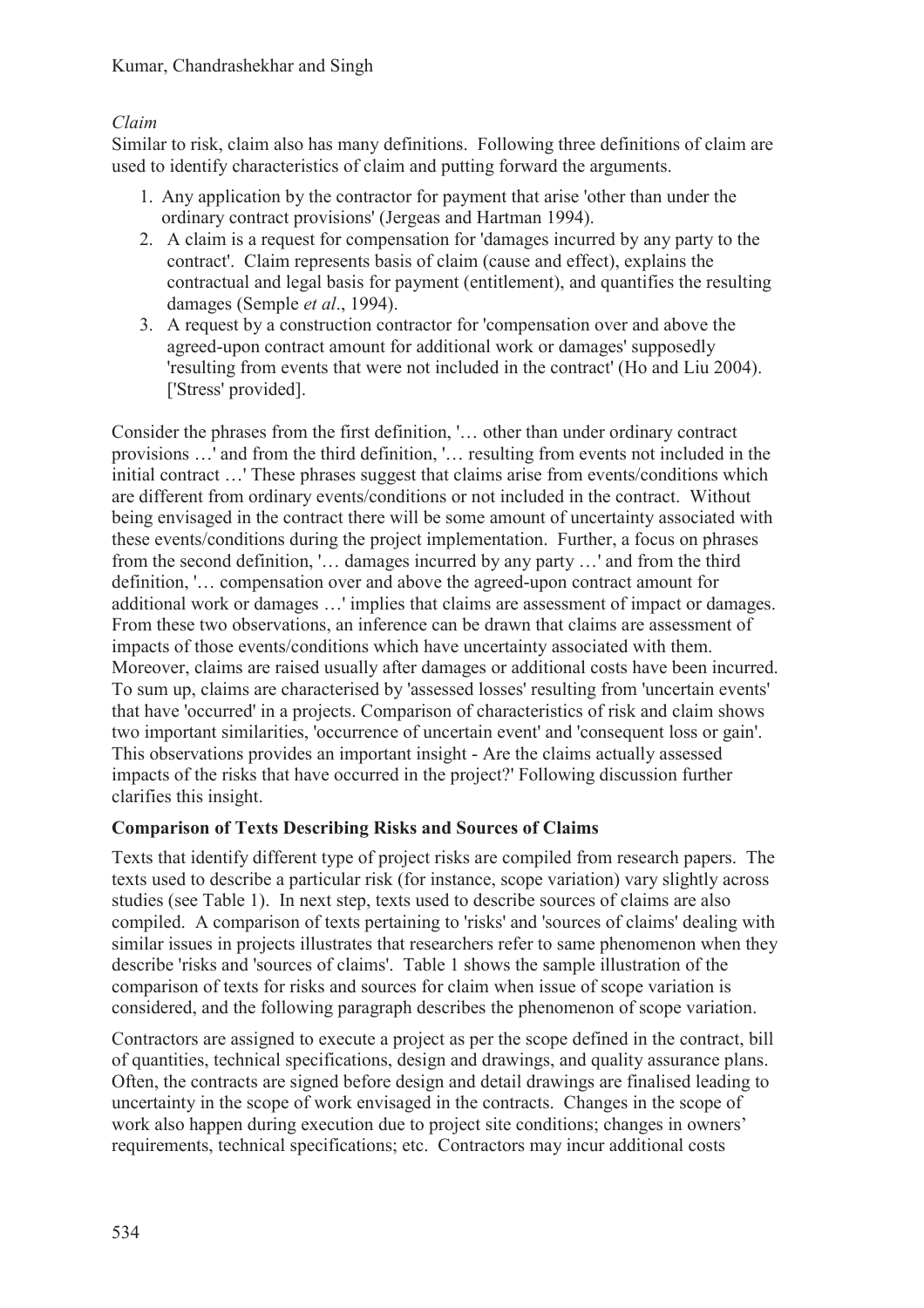*Claim*

Similar to risk, claim also has many definitions. Following three definitions of claim are used to identify characteristics of claim and putting forward the arguments.

1. Any application by the contractor for payment that arise 'other than under the ordinary contract provisions' (Jergeas and Hartman 1994).
2. A claim is a request for compensation for 'damages incurred by any party to the contract'. Claim represents basis of claim (cause and effect), explains the contractual and legal basis for payment (entitlement), and quantifies the resulting damages (Semple *et al*., 1994).
3. A request by a construction contractor for 'compensation over and above the agreed-upon contract amount for additional work or damages' supposedly 'resulting from events that were not included in the contract' (Ho and Liu 2004). ['Stress' provided].

Consider the phrases from the first definition, '… other than under ordinary contract provisions …' and from the third definition, '… resulting from events not included in the initial contract …' These phrases suggest that claims arise from events/conditions which are different from ordinary events/conditions or not included in the contract. Without being envisaged in the contract there will be some amount of uncertainty associated with these events/conditions during the project implementation. Further, a focus on phrases from the second definition, '… damages incurred by any party …' and from the third definition, '… compensation over and above the agreed-upon contract amount for additional work or damages …' implies that claims are assessment of impact or damages. From these two observations, an inference can be drawn that claims are assessment of impacts of those events/conditions which have uncertainty associated with them. Moreover, claims are raised usually after damages or additional costs have been incurred. To sum up, claims are characterised by 'assessed losses' resulting from 'uncertain events' that have 'occurred' in a projects. Comparison of characteristics of risk and claim shows two important similarities, 'occurrence of uncertain event' and 'consequent loss or gain'. This observations provides an important insight - Are the claims actually assessed impacts of the risks that have occurred in the project?' Following discussion further clarifies this insight.

**Comparison of Texts Describing Risks and Sources of Claims**

Texts that identify different type of project risks are compiled from research papers. The texts used to describe a particular risk (for instance, scope variation) vary slightly across studies (see Table 1). In next step, texts used to describe sources of claims are also compiled. A comparison of texts pertaining to 'risks' and 'sources of claims' dealing with similar issues in projects illustrates that researchers refer to same phenomenon when they describe 'risks and 'sources of claims'. Table 1 shows the sample illustration of the comparison of texts for risks and sources for claim when issue of scope variation is considered, and the following paragraph describes the phenomenon of scope variation.

Contractors are assigned to execute a project as per the scope defined in the contract, bill of quantities, technical specifications, design and drawings, and quality assurance plans. Often, the contracts are signed before design and detail drawings are finalised leading to uncertainty in the scope of work envisaged in the contracts. Changes in the scope of work also happen during execution due to project site conditions; changes in owners' requirements, technical specifications; etc. Contractors may incur additional costs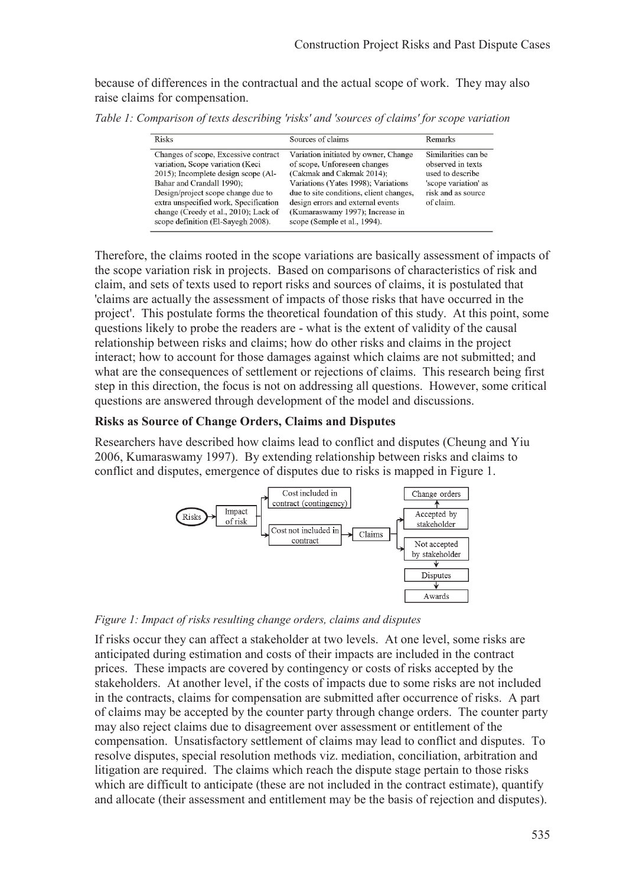because of differences in the contractual and the actual scope of work. They may also raise claims for compensation.

*Table 1: Comparison of texts describing 'risks' and 'sources of claims' for scope variation*

| Risks | Sources of claims | Remarks |
|---|---|---|
| Changes of scope, Excessive contract variation, Scope variation (Keci 2015); Incomplete design scope (Al-Bahar and Crandall 1990); Design/project scope change due to extra unspecified work, Specification change (Creedy et al., 2010); Lack of scope definition (El-Sayegh 2008). | Variation initiated by owner, Change of scope, Unforeseen changes (Cakmak and Cakmak 2014); Variations (Yates 1998); Variations due to site conditions, client changes, design errors and external events (Kumaraswamy 1997); Increase in scope (Semple et al., 1994). | Similarities can be observed in texts used to describe 'scope variation' as risk and as source of claim. |

Therefore, the claims rooted in the scope variations are basically assessment of impacts of the scope variation risk in projects. Based on comparisons of characteristics of risk and claim, and sets of texts used to report risks and sources of claims, it is postulated that 'claims are actually the assessment of impacts of those risks that have occurred in the project'. This postulate forms the theoretical foundation of this study. At this point, some questions likely to probe the readers are - what is the extent of validity of the causal relationship between risks and claims; how do other risks and claims in the project interact; how to account for those damages against which claims are not submitted; and what are the consequences of settlement or rejections of claims. This research being first step in this direction, the focus is not on addressing all questions. However, some critical questions are answered through development of the model and discussions.

**Risks as Source of Change Orders, Claims and Disputes**

Researchers have described how claims lead to conflict and disputes (Cheung and Yiu 2006, Kumaraswamy 1997). By extending relationship between risks and claims to conflict and disputes, emergence of disputes due to risks is mapped in Figure 1.

```
Risks -> Impact of risk -> Cost included in contract (contingency)
                        -> Cost not included in contract -> Claims -> Accepted by stakeholder -> Change orders
                                                                   -> Not accepted by stakeholder -> Disputes -> Awards
```

*Figure 1: Impact of risks resulting change orders, claims and disputes*

If risks occur they can affect a stakeholder at two levels. At one level, some risks are anticipated during estimation and costs of their impacts are included in the contract prices. These impacts are covered by contingency or costs of risks accepted by the stakeholders. At another level, if the costs of impacts due to some risks are not included in the contracts, claims for compensation are submitted after occurrence of risks. A part of claims may be accepted by the counter party through change orders. The counter party may also reject claims due to disagreement over assessment or entitlement of the compensation. Unsatisfactory settlement of claims may lead to conflict and disputes. To resolve disputes, special resolution methods viz. mediation, conciliation, arbitration and litigation are required. The claims which reach the dispute stage pertain to those risks which are difficult to anticipate (these are not included in the contract estimate), quantify and allocate (their assessment and entitlement may be the basis of rejection and disputes).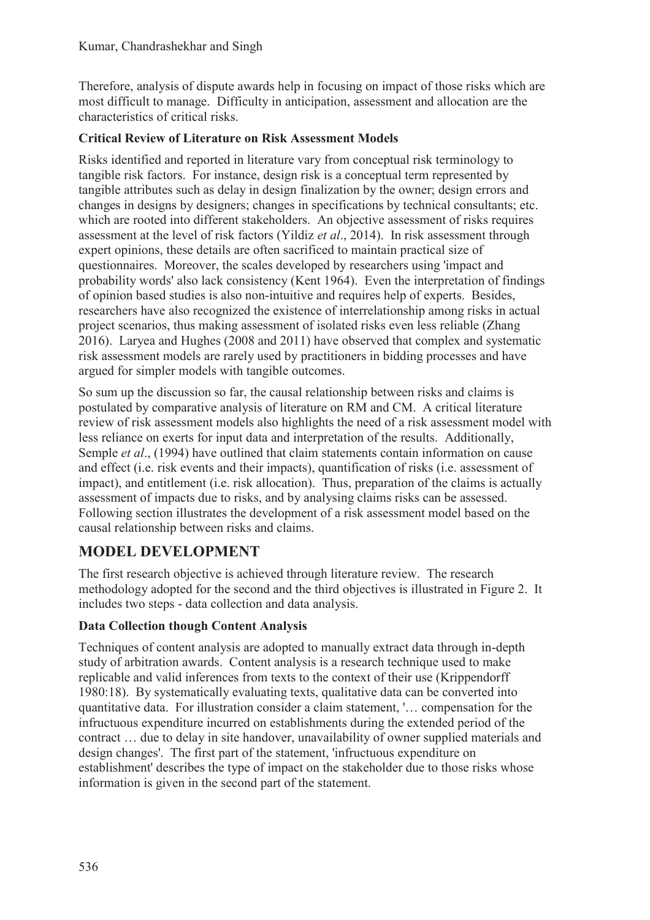Therefore, analysis of dispute awards help in focusing on impact of those risks which are most difficult to manage. Difficulty in anticipation, assessment and allocation are the characteristics of critical risks.

### Critical Review of Literature on Risk Assessment Models

Risks identified and reported in literature vary from conceptual risk terminology to tangible risk factors. For instance, design risk is a conceptual term represented by tangible attributes such as delay in design finalization by the owner; design errors and changes in designs by designers; changes in specifications by technical consultants; etc. which are rooted into different stakeholders. An objective assessment of risks requires assessment at the level of risk factors (Yildiz *et al*., 2014). In risk assessment through expert opinions, these details are often sacrificed to maintain practical size of questionnaires. Moreover, the scales developed by researchers using 'impact and probability words' also lack consistency (Kent 1964). Even the interpretation of findings of opinion based studies is also non-intuitive and requires help of experts. Besides, researchers have also recognized the existence of interrelationship among risks in actual project scenarios, thus making assessment of isolated risks even less reliable (Zhang 2016). Laryea and Hughes (2008 and 2011) have observed that complex and systematic risk assessment models are rarely used by practitioners in bidding processes and have argued for simpler models with tangible outcomes.

So sum up the discussion so far, the causal relationship between risks and claims is postulated by comparative analysis of literature on RM and CM. A critical literature review of risk assessment models also highlights the need of a risk assessment model with less reliance on exerts for input data and interpretation of the results. Additionally, Semple *et al*., (1994) have outlined that claim statements contain information on cause and effect (i.e. risk events and their impacts), quantification of risks (i.e. assessment of impact), and entitlement (i.e. risk allocation). Thus, preparation of the claims is actually assessment of impacts due to risks, and by analysing claims risks can be assessed. Following section illustrates the development of a risk assessment model based on the causal relationship between risks and claims.

## MODEL DEVELOPMENT

The first research objective is achieved through literature review. The research methodology adopted for the second and the third objectives is illustrated in Figure 2. It includes two steps - data collection and data analysis.

### Data Collection though Content Analysis

Techniques of content analysis are adopted to manually extract data through in-depth study of arbitration awards. Content analysis is a research technique used to make replicable and valid inferences from texts to the context of their use (Krippendorff 1980:18). By systematically evaluating texts, qualitative data can be converted into quantitative data. For illustration consider a claim statement, '… compensation for the infructuous expenditure incurred on establishments during the extended period of the contract … due to delay in site handover, unavailability of owner supplied materials and design changes'. The first part of the statement, 'infructuous expenditure on establishment' describes the type of impact on the stakeholder due to those risks whose information is given in the second part of the statement.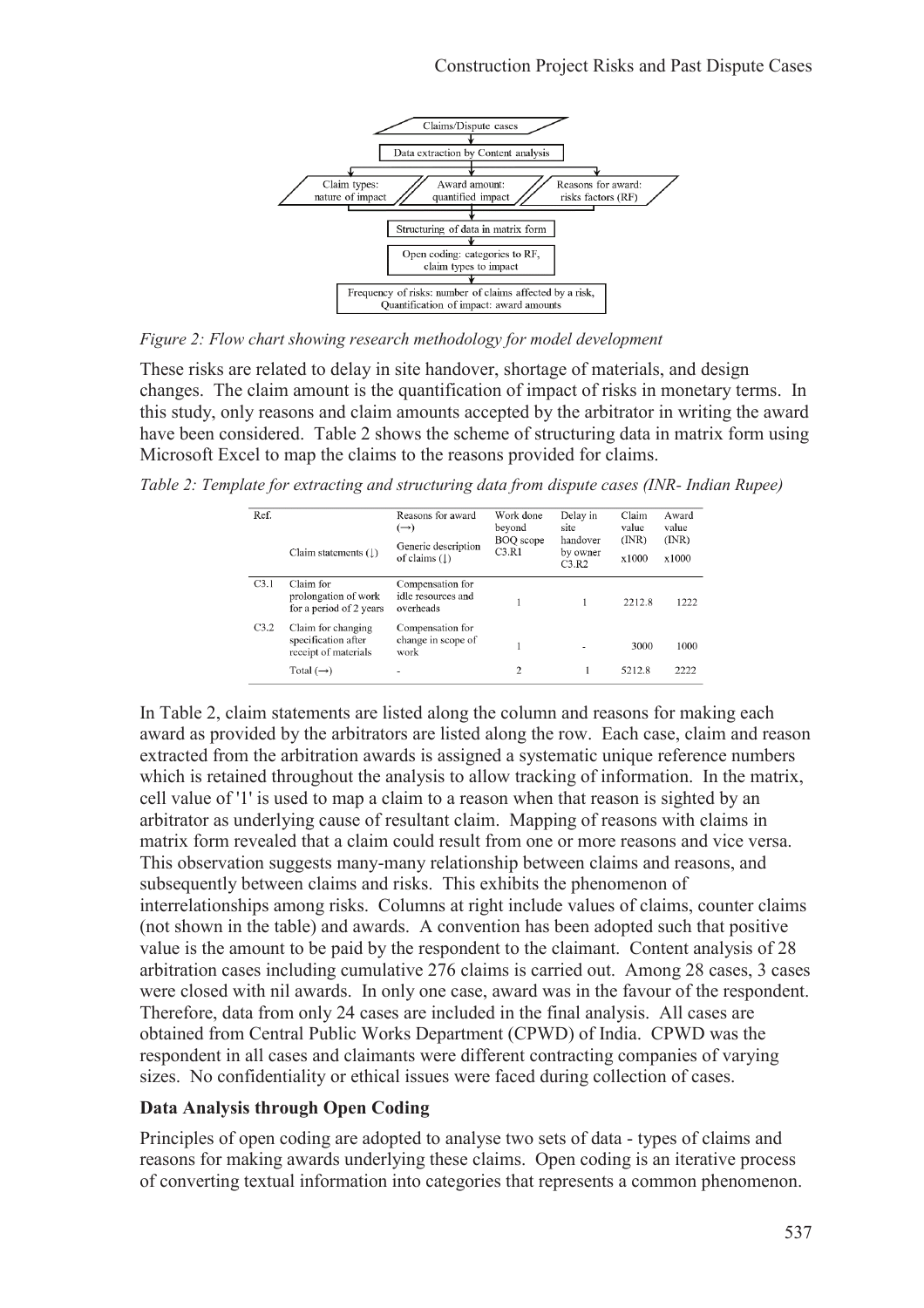Figure 2: Flow chart showing research methodology for model development

These risks are related to delay in site handover, shortage of materials, and design changes. The claim amount is the quantification of impact of risks in monetary terms. In this study, only reasons and claim amounts accepted by the arbitrator in writing the award have been considered. Table 2 shows the scheme of structuring data in matrix form using Microsoft Excel to map the claims to the reasons provided for claims.

*Table 2: Template for extracting and structuring data from dispute cases (INR- Indian Rupee)*

| Ref. | Claim statements (↓) | Reasons for award (→) Generic description of claims (↓) | Work done beyond BOQ scope C3.R1 | Delay in site handover by owner C3.R2 | Claim value (INR) x1000 | Award value (INR) x1000 |
|---|---|---|---|---|---|---|
| C3.1 | Claim for prolongation of work for a period of 2 years | Compensation for idle resources and overheads | 1 | 1 | 2212.8 | 1222 |
| C3.2 | Claim for changing specification after receipt of materials | Compensation for change in scope of work | 1 | - | 3000 | 1000 |
| | Total (→) | - | 2 | 1 | 5212.8 | 2222 |

In Table 2, claim statements are listed along the column and reasons for making each award as provided by the arbitrators are listed along the row. Each case, claim and reason extracted from the arbitration awards is assigned a systematic unique reference numbers which is retained throughout the analysis to allow tracking of information. In the matrix, cell value of '1' is used to map a claim to a reason when that reason is sighted by an arbitrator as underlying cause of resultant claim. Mapping of reasons with claims in matrix form revealed that a claim could result from one or more reasons and vice versa. This observation suggests many-many relationship between claims and reasons, and subsequently between claims and risks. This exhibits the phenomenon of interrelationships among risks. Columns at right include values of claims, counter claims (not shown in the table) and awards. A convention has been adopted such that positive value is the amount to be paid by the respondent to the claimant. Content analysis of 28 arbitration cases including cumulative 276 claims is carried out. Among 28 cases, 3 cases were closed with nil awards. In only one case, award was in the favour of the respondent. Therefore, data from only 24 cases are included in the final analysis. All cases are obtained from Central Public Works Department (CPWD) of India. CPWD was the respondent in all cases and claimants were different contracting companies of varying sizes. No confidentiality or ethical issues were faced during collection of cases.

### Data Analysis through Open Coding

Principles of open coding are adopted to analyse two sets of data - types of claims and reasons for making awards underlying these claims. Open coding is an iterative process of converting textual information into categories that represents a common phenomenon.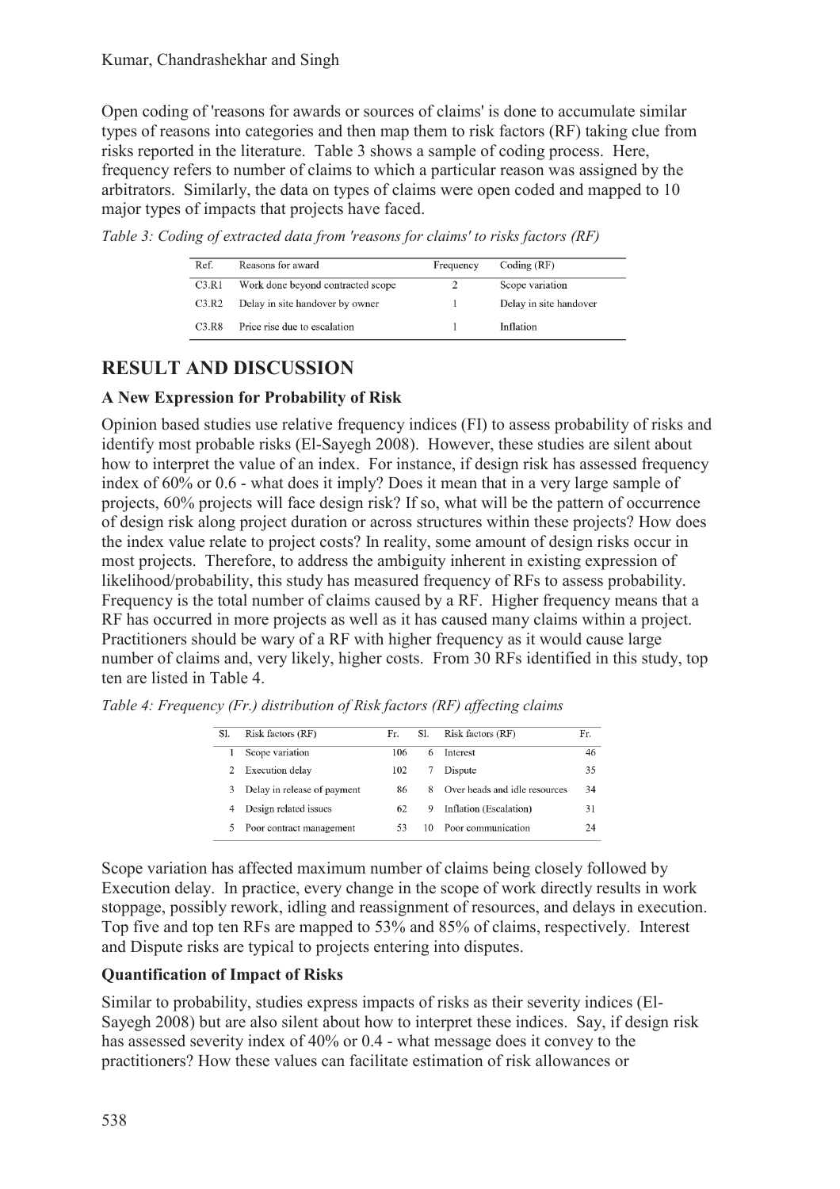Open coding of 'reasons for awards or sources of claims' is done to accumulate similar types of reasons into categories and then map them to risk factors (RF) taking clue from risks reported in the literature. Table 3 shows a sample of coding process. Here, frequency refers to number of claims to which a particular reason was assigned by the arbitrators. Similarly, the data on types of claims were open coded and mapped to 10 major types of impacts that projects have faced.

*Table 3: Coding of extracted data from 'reasons for claims' to risks factors (RF)*

| Ref. | Reasons for award | Frequency | Coding (RF) |
|---|---|---|---|
| C3.R1 | Work done beyond contracted scope | 2 | Scope variation |
| C3.R2 | Delay in site handover by owner | 1 | Delay in site handover |
| C3.R8 | Price rise due to escalation | 1 | Inflation |

## RESULT AND DISCUSSION

### A New Expression for Probability of Risk

Opinion based studies use relative frequency indices (FI) to assess probability of risks and identify most probable risks (El-Sayegh 2008). However, these studies are silent about how to interpret the value of an index. For instance, if design risk has assessed frequency index of 60% or 0.6 - what does it imply? Does it mean that in a very large sample of projects, 60% projects will face design risk? If so, what will be the pattern of occurrence of design risk along project duration or across structures within these projects? How does the index value relate to project costs? In reality, some amount of design risks occur in most projects. Therefore, to address the ambiguity inherent in existing expression of likelihood/probability, this study has measured frequency of RFs to assess probability. Frequency is the total number of claims caused by a RF. Higher frequency means that a RF has occurred in more projects as well as it has caused many claims within a project. Practitioners should be wary of a RF with higher frequency as it would cause large number of claims and, very likely, higher costs. From 30 RFs identified in this study, top ten are listed in Table 4.

*Table 4: Frequency (Fr.) distribution of Risk factors (RF) affecting claims*

| Sl. | Risk factors (RF) | Fr. | Sl. | Risk factors (RF) | Fr. |
|---|---|---|---|---|---|
| 1 | Scope variation | 106 | 6 | Interest | 46 |
| 2 | Execution delay | 102 | 7 | Dispute | 35 |
| 3 | Delay in release of payment | 86 | 8 | Over heads and idle resources | 34 |
| 4 | Design related issues | 62 | 9 | Inflation (Escalation) | 31 |
| 5 | Poor contract management | 53 | 10 | Poor communication | 24 |

Scope variation has affected maximum number of claims being closely followed by Execution delay. In practice, every change in the scope of work directly results in work stoppage, possibly rework, idling and reassignment of resources, and delays in execution. Top five and top ten RFs are mapped to 53% and 85% of claims, respectively. Interest and Dispute risks are typical to projects entering into disputes.

### Quantification of Impact of Risks

Similar to probability, studies express impacts of risks as their severity indices (El-Sayegh 2008) but are also silent about how to interpret these indices. Say, if design risk has assessed severity index of 40% or 0.4 - what message does it convey to the practitioners? How these values can facilitate estimation of risk allowances or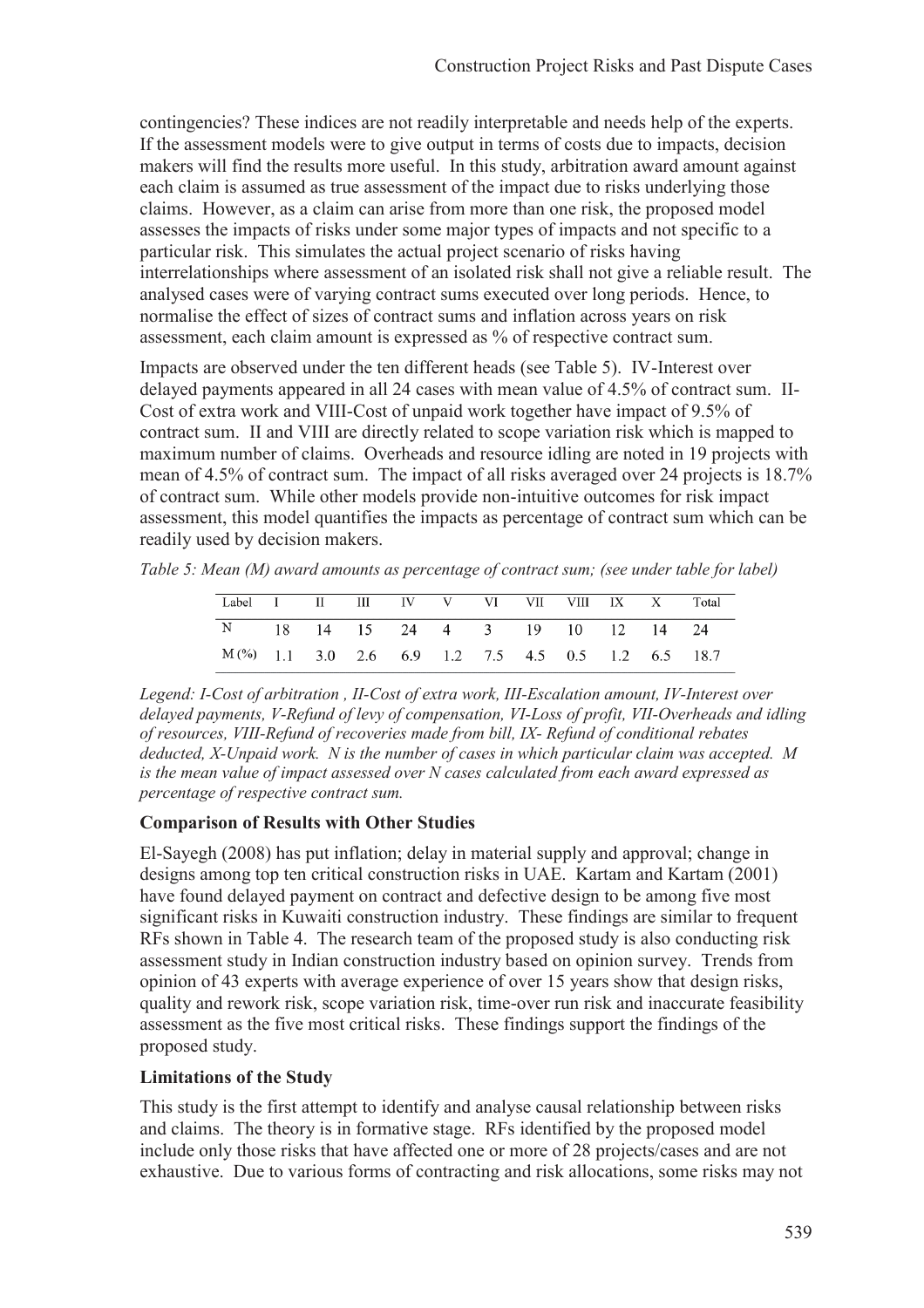contingencies? These indices are not readily interpretable and needs help of the experts. If the assessment models were to give output in terms of costs due to impacts, decision makers will find the results more useful. In this study, arbitration award amount against each claim is assumed as true assessment of the impact due to risks underlying those claims. However, as a claim can arise from more than one risk, the proposed model assesses the impacts of risks under some major types of impacts and not specific to a particular risk. This simulates the actual project scenario of risks having interrelationships where assessment of an isolated risk shall not give a reliable result. The analysed cases were of varying contract sums executed over long periods. Hence, to normalise the effect of sizes of contract sums and inflation across years on risk assessment, each claim amount is expressed as % of respective contract sum.

Impacts are observed under the ten different heads (see Table 5). IV-Interest over delayed payments appeared in all 24 cases with mean value of 4.5% of contract sum. II-Cost of extra work and VIII-Cost of unpaid work together have impact of 9.5% of contract sum. II and VIII are directly related to scope variation risk which is mapped to maximum number of claims. Overheads and resource idling are noted in 19 projects with mean of 4.5% of contract sum. The impact of all risks averaged over 24 projects is 18.7% of contract sum. While other models provide non-intuitive outcomes for risk impact assessment, this model quantifies the impacts as percentage of contract sum which can be readily used by decision makers.

*Table 5: Mean (M) award amounts as percentage of contract sum; (see under table for label)*

| Label | I | II | III | IV | V | VI | VII | VIII | IX | X | Total |
|---|---|---|---|---|---|---|---|---|---|---|---|
| N | 18 | 14 | 15 | 24 | 4 | 3 | 19 | 10 | 12 | 14 | 24 |
| M (%) | 1.1 | 3.0 | 2.6 | 6.9 | 1.2 | 7.5 | 4.5 | 0.5 | 1.2 | 6.5 | 18.7 |

*Legend: I-Cost of arbitration , II-Cost of extra work, III-Escalation amount, IV-Interest over delayed payments, V-Refund of levy of compensation, VI-Loss of profit, VII-Overheads and idling of resources, VIII-Refund of recoveries made from bill, IX- Refund of conditional rebates deducted, X-Unpaid work. N is the number of cases in which particular claim was accepted. M is the mean value of impact assessed over N cases calculated from each award expressed as percentage of respective contract sum.*

**Comparison of Results with Other Studies**

El-Sayegh (2008) has put inflation; delay in material supply and approval; change in designs among top ten critical construction risks in UAE. Kartam and Kartam (2001) have found delayed payment on contract and defective design to be among five most significant risks in Kuwaiti construction industry. These findings are similar to frequent RFs shown in Table 4. The research team of the proposed study is also conducting risk assessment study in Indian construction industry based on opinion survey. Trends from opinion of 43 experts with average experience of over 15 years show that design risks, quality and rework risk, scope variation risk, time-over run risk and inaccurate feasibility assessment as the five most critical risks. These findings support the findings of the proposed study.

**Limitations of the Study**

This study is the first attempt to identify and analyse causal relationship between risks and claims. The theory is in formative stage. RFs identified by the proposed model include only those risks that have affected one or more of 28 projects/cases and are not exhaustive. Due to various forms of contracting and risk allocations, some risks may not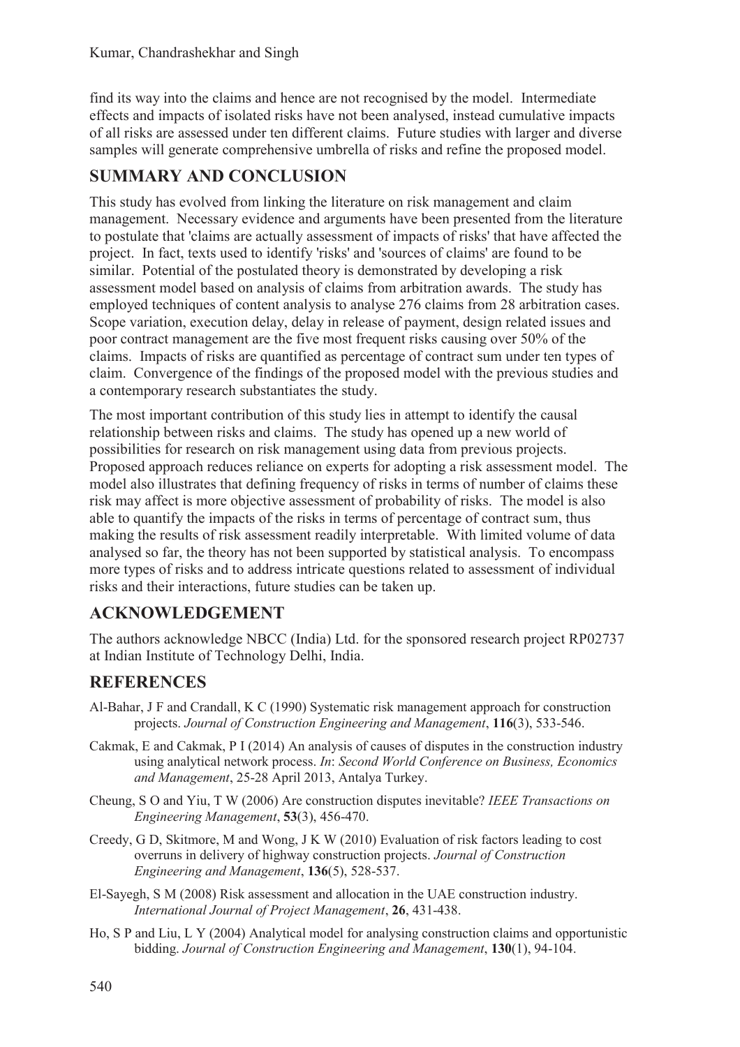find its way into the claims and hence are not recognised by the model. Intermediate effects and impacts of isolated risks have not been analysed, instead cumulative impacts of all risks are assessed under ten different claims. Future studies with larger and diverse samples will generate comprehensive umbrella of risks and refine the proposed model.

## SUMMARY AND CONCLUSION

This study has evolved from linking the literature on risk management and claim management. Necessary evidence and arguments have been presented from the literature to postulate that 'claims are actually assessment of impacts of risks' that have affected the project. In fact, texts used to identify 'risks' and 'sources of claims' are found to be similar. Potential of the postulated theory is demonstrated by developing a risk assessment model based on analysis of claims from arbitration awards. The study has employed techniques of content analysis to analyse 276 claims from 28 arbitration cases. Scope variation, execution delay, delay in release of payment, design related issues and poor contract management are the five most frequent risks causing over 50% of the claims. Impacts of risks are quantified as percentage of contract sum under ten types of claim. Convergence of the findings of the proposed model with the previous studies and a contemporary research substantiates the study.

The most important contribution of this study lies in attempt to identify the causal relationship between risks and claims. The study has opened up a new world of possibilities for research on risk management using data from previous projects. Proposed approach reduces reliance on experts for adopting a risk assessment model. The model also illustrates that defining frequency of risks in terms of number of claims these risk may affect is more objective assessment of probability of risks. The model is also able to quantify the impacts of the risks in terms of percentage of contract sum, thus making the results of risk assessment readily interpretable. With limited volume of data analysed so far, the theory has not been supported by statistical analysis. To encompass more types of risks and to address intricate questions related to assessment of individual risks and their interactions, future studies can be taken up.

## ACKNOWLEDGEMENT

The authors acknowledge NBCC (India) Ltd. for the sponsored research project RP02737 at Indian Institute of Technology Delhi, India.

## REFERENCES

Al-Bahar, J F and Crandall, K C (1990) Systematic risk management approach for construction projects. *Journal of Construction Engineering and Management*, **116**(3), 533-546.

Cakmak, E and Cakmak, P I (2014) An analysis of causes of disputes in the construction industry using analytical network process. *In*: *Second World Conference on Business, Economics and Management*, 25-28 April 2013, Antalya Turkey.

Cheung, S O and Yiu, T W (2006) Are construction disputes inevitable? *IEEE Transactions on Engineering Management*, **53**(3), 456-470.

Creedy, G D, Skitmore, M and Wong, J K W (2010) Evaluation of risk factors leading to cost overruns in delivery of highway construction projects. *Journal of Construction Engineering and Management*, **136**(5), 528-537.

El-Sayegh, S M (2008) Risk assessment and allocation in the UAE construction industry. *International Journal of Project Management*, **26**, 431-438.

Ho, S P and Liu, L Y (2004) Analytical model for analysing construction claims and opportunistic bidding. *Journal of Construction Engineering and Management*, **130**(1), 94-104.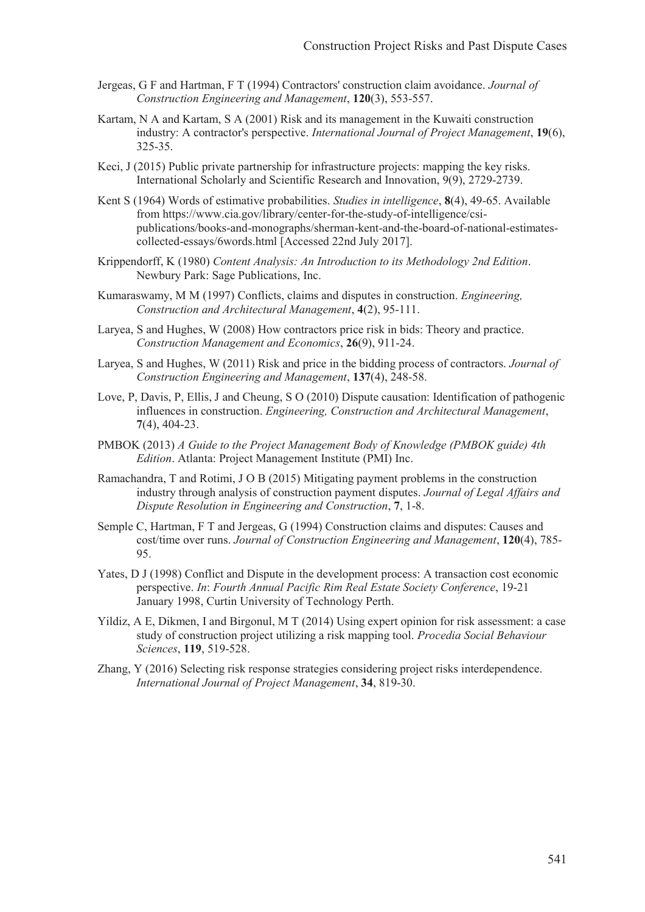Jergeas, G F and Hartman, F T (1994) Contractors' construction claim avoidance. *Journal of Construction Engineering and Management*, **120**(3), 553-557.

Kartam, N A and Kartam, S A (2001) Risk and its management in the Kuwaiti construction industry: A contractor's perspective. *International Journal of Project Management*, **19**(6), 325-35.

Keci, J (2015) Public private partnership for infrastructure projects: mapping the key risks. International Scholarly and Scientific Research and Innovation, 9(9), 2729-2739.

Kent S (1964) Words of estimative probabilities. *Studies in intelligence*, **8**(4), 49-65. Available from https://www.cia.gov/library/center-for-the-study-of-intelligence/csi-publications/books-and-monographs/sherman-kent-and-the-board-of-national-estimates-collected-essays/6words.html [Accessed 22nd July 2017].

Krippendorff, K (1980) *Content Analysis: An Introduction to its Methodology 2nd Edition*. Newbury Park: Sage Publications, Inc.

Kumaraswamy, M M (1997) Conflicts, claims and disputes in construction. *Engineering, Construction and Architectural Management*, **4**(2), 95-111.

Laryea, S and Hughes, W (2008) How contractors price risk in bids: Theory and practice. *Construction Management and Economics*, **26**(9), 911-24.

Laryea, S and Hughes, W (2011) Risk and price in the bidding process of contractors. *Journal of Construction Engineering and Management*, **137**(4), 248-58.

Love, P, Davis, P, Ellis, J and Cheung, S O (2010) Dispute causation: Identification of pathogenic influences in construction. *Engineering, Construction and Architectural Management*, **7**(4), 404-23.

PMBOK (2013) *A Guide to the Project Management Body of Knowledge (PMBOK guide) 4th Edition*. Atlanta: Project Management Institute (PMI) Inc.

Ramachandra, T and Rotimi, J O B (2015) Mitigating payment problems in the construction industry through analysis of construction payment disputes. *Journal of Legal Affairs and Dispute Resolution in Engineering and Construction*, **7**, 1-8.

Semple C, Hartman, F T and Jergeas, G (1994) Construction claims and disputes: Causes and cost/time over runs. *Journal of Construction Engineering and Management*, **120**(4), 785-95.

Yates, D J (1998) Conflict and Dispute in the development process: A transaction cost economic perspective. *In*: *Fourth Annual Pacific Rim Real Estate Society Conference*, 19-21 January 1998, Curtin University of Technology Perth.

Yildiz, A E, Dikmen, I and Birgonul, M T (2014) Using expert opinion for risk assessment: a case study of construction project utilizing a risk mapping tool. *Procedia Social Behaviour Sciences*, **119**, 519-528.

Zhang, Y (2016) Selecting risk response strategies considering project risks interdependence. *International Journal of Project Management*, **34**, 819-30.